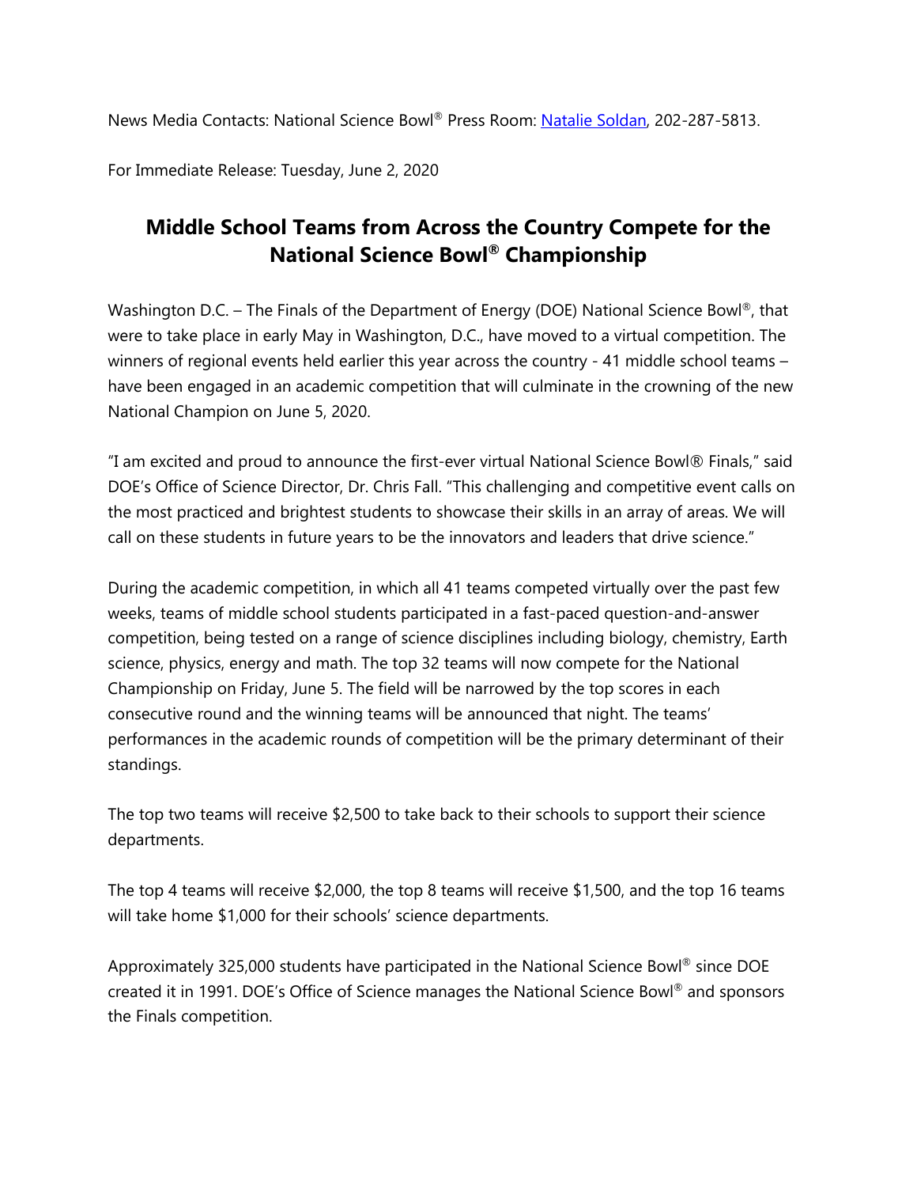News Media Contacts: National Science Bowl® Press Room: [Natalie Soldan](), 202-287-5813.

For Immediate Release: Tuesday, June 2, 2020

# Middle School Teams from Across the Country Compete for the National Science Bowl® Championship

Washington D.C. – The Finals of the Department of Energy (DOE) National Science Bowl®, that were to take place in early May in Washington, D.C., have moved to a virtual competition. The winners of regional events held earlier this year across the country - 41 middle school teams – have been engaged in an academic competition that will culminate in the crowning of the new National Champion on June 5, 2020.

"I am excited and proud to announce the first-ever virtual National Science Bowl® Finals," said DOE's Office of Science Director, Dr. Chris Fall. "This challenging and competitive event calls on the most practiced and brightest students to showcase their skills in an array of areas. We will call on these students in future years to be the innovators and leaders that drive science."

During the academic competition, in which all 41 teams competed virtually over the past few weeks, teams of middle school students participated in a fast-paced question-and-answer competition, being tested on a range of science disciplines including biology, chemistry, Earth science, physics, energy and math. The top 32 teams will now compete for the National Championship on Friday, June 5. The field will be narrowed by the top scores in each consecutive round and the winning teams will be announced that night. The teams' performances in the academic rounds of competition will be the primary determinant of their standings.

The top two teams will receive $2,500 to take back to their schools to support their science departments.

The top 4 teams will receive $2,000, the top 8 teams will receive $1,500, and the top 16 teams will take home $1,000 for their schools' science departments.

Approximately 325,000 students have participated in the National Science Bowl® since DOE created it in 1991. DOE's Office of Science manages the National Science Bowl® and sponsors the Finals competition.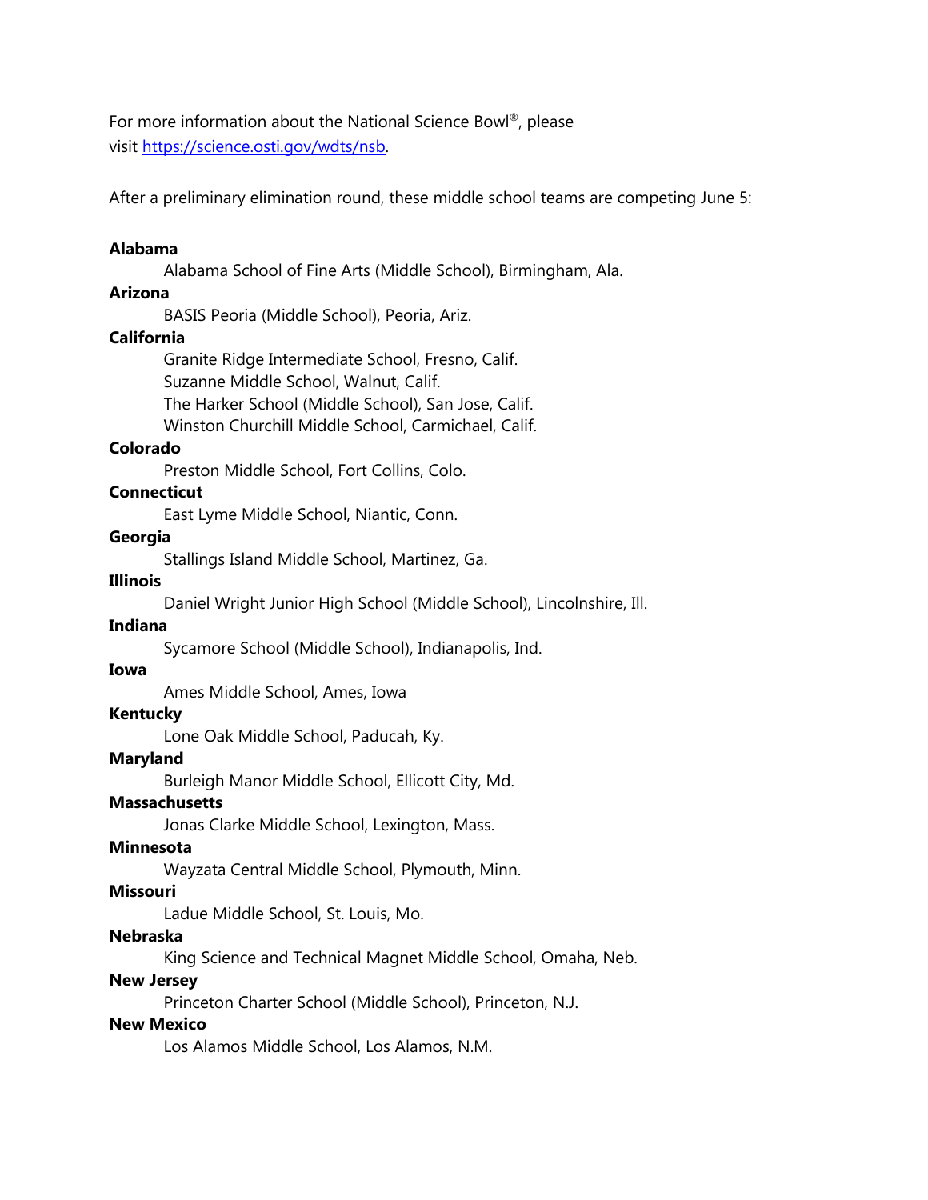For more information about the National Science Bowl®, please visit [https://science.osti.gov/wdts/nsb](https://science.osti.gov/wdts/nsb).

After a preliminary elimination round, these middle school teams are competing June 5:

**Alabama**
Alabama School of Fine Arts (Middle School), Birmingham, Ala.

**Arizona**
BASIS Peoria (Middle School), Peoria, Ariz.

**California**
Granite Ridge Intermediate School, Fresno, Calif.
Suzanne Middle School, Walnut, Calif.
The Harker School (Middle School), San Jose, Calif.
Winston Churchill Middle School, Carmichael, Calif.

**Colorado**
Preston Middle School, Fort Collins, Colo.

**Connecticut**
East Lyme Middle School, Niantic, Conn.

**Georgia**
Stallings Island Middle School, Martinez, Ga.

**Illinois**
Daniel Wright Junior High School (Middle School), Lincolnshire, Ill.

**Indiana**
Sycamore School (Middle School), Indianapolis, Ind.

**Iowa**
Ames Middle School, Ames, Iowa

**Kentucky**
Lone Oak Middle School, Paducah, Ky.

**Maryland**
Burleigh Manor Middle School, Ellicott City, Md.

**Massachusetts**
Jonas Clarke Middle School, Lexington, Mass.

**Minnesota**
Wayzata Central Middle School, Plymouth, Minn.

**Missouri**
Ladue Middle School, St. Louis, Mo.

**Nebraska**
King Science and Technical Magnet Middle School, Omaha, Neb.

**New Jersey**
Princeton Charter School (Middle School), Princeton, N.J.

**New Mexico**
Los Alamos Middle School, Los Alamos, N.M.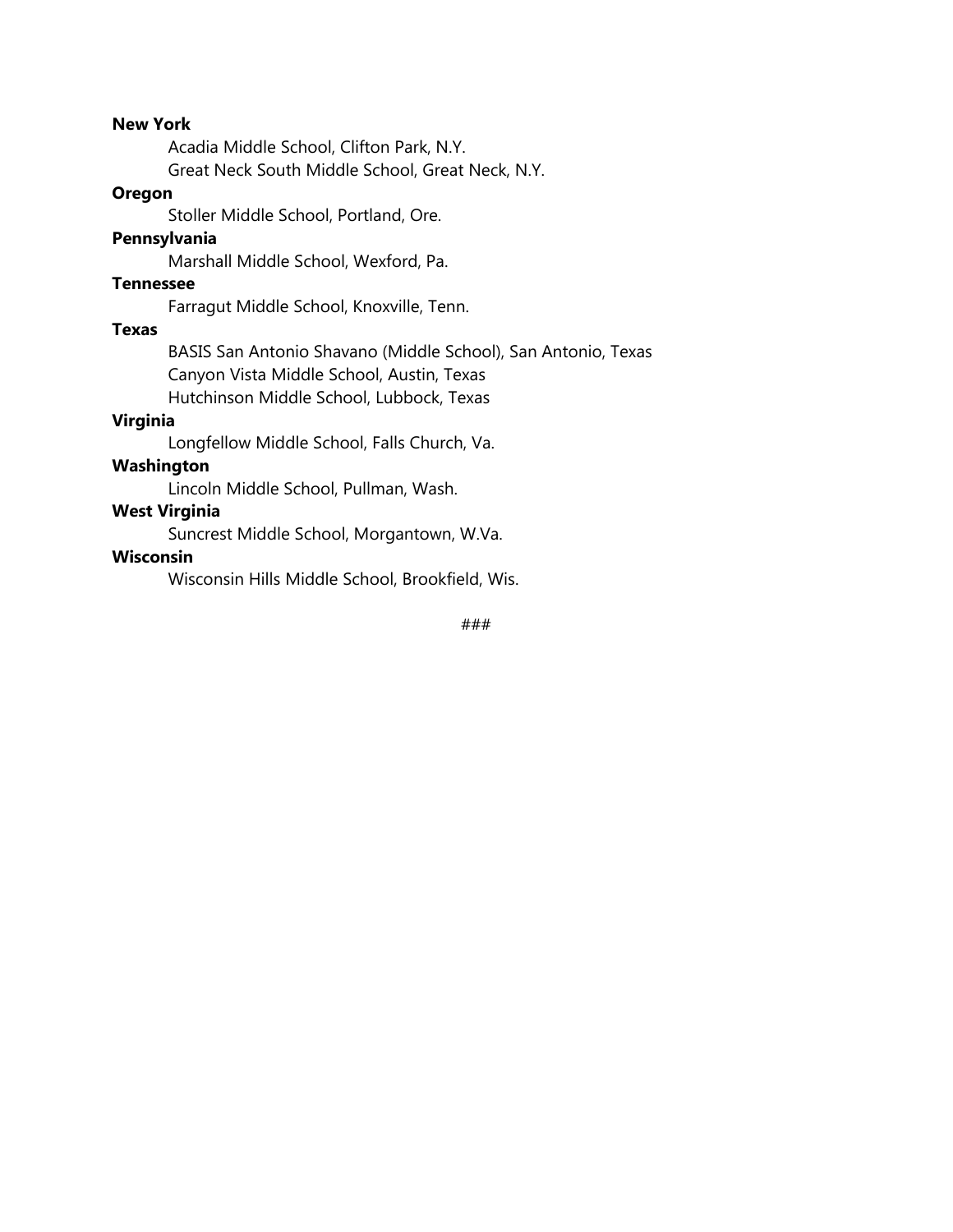**New York**

Acadia Middle School, Clifton Park, N.Y.
Great Neck South Middle School, Great Neck, N.Y.

**Oregon**

Stoller Middle School, Portland, Ore.

**Pennsylvania**

Marshall Middle School, Wexford, Pa.

**Tennessee**

Farragut Middle School, Knoxville, Tenn.

**Texas**

BASIS San Antonio Shavano (Middle School), San Antonio, Texas
Canyon Vista Middle School, Austin, Texas
Hutchinson Middle School, Lubbock, Texas

**Virginia**

Longfellow Middle School, Falls Church, Va.

**Washington**

Lincoln Middle School, Pullman, Wash.

**West Virginia**

Suncrest Middle School, Morgantown, W.Va.

**Wisconsin**

Wisconsin Hills Middle School, Brookfield, Wis.

###